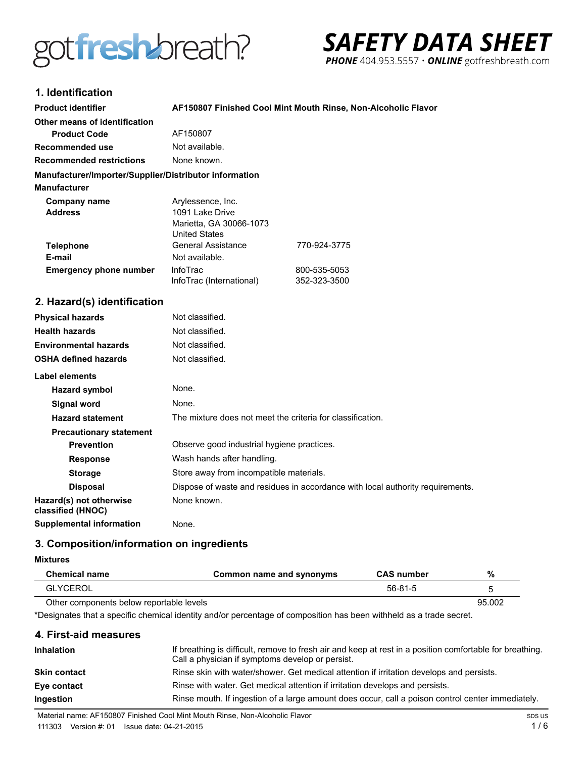gotfreshbreath?

# SAFETY DATA SHEET

**PHONE** 404.953.5557 · **ONLINE** gotfreshbreath.com

## 1. Identification

| | |
|---|---|
| **Product identifier** | **AF150807 Finished Cool Mint Mouth Rinse, Non-Alcoholic Flavor** |
| **Other means of identification** | |
| **Product Code** | AF150807 |
| **Recommended use** | Not available. |
| **Recommended restrictions** | None known. |

**Manufacturer/Importer/Supplier/Distributor information**

**Manufacturer**

| | | |
|---|---|---|
| **Company name** | Arylessence, Inc. | |
| **Address** | 1091 Lake Drive<br>Marietta, GA 30066-1073<br>United States | |
| **Telephone** | General Assistance | 770-924-3775 |
| **E-mail** | Not available. | |
| **Emergency phone number** | InfoTrac<br>InfoTrac (International) | 800-535-5053<br>352-323-3500 |

## 2. Hazard(s) identification

| | |
|---|---|
| **Physical hazards** | Not classified. |
| **Health hazards** | Not classified. |
| **Environmental hazards** | Not classified. |
| **OSHA defined hazards** | Not classified. |

**Label elements**

| | |
|---|---|
| **Hazard symbol** | None. |
| **Signal word** | None. |
| **Hazard statement** | The mixture does not meet the criteria for classification. |
| **Precautionary statement** | |
| **Prevention** | Observe good industrial hygiene practices. |
| **Response** | Wash hands after handling. |
| **Storage** | Store away from incompatible materials. |
| **Disposal** | Dispose of waste and residues in accordance with local authority requirements. |
| **Hazard(s) not otherwise classified (HNOC)** | None known. |
| **Supplemental information** | None. |

## 3. Composition/information on ingredients

**Mixtures**

| Chemical name | Common name and synonyms | CAS number | % |
|---|---|---|---|
| GLYCEROL | | 56-81-5 | 5 |
| Other components below reportable levels | | | 95.002 |

*Designates that a specific chemical identity and/or percentage of composition has been withheld as a trade secret.

## 4. First-aid measures

| | |
|---|---|
| **Inhalation** | If breathing is difficult, remove to fresh air and keep at rest in a position comfortable for breathing. Call a physician if symptoms develop or persist. |
| **Skin contact** | Rinse skin with water/shower. Get medical attention if irritation develops and persists. |
| **Eye contact** | Rinse with water. Get medical attention if irritation develops and persists. |
| **Ingestion** | Rinse mouth. If ingestion of a large amount does occur, call a poison control center immediately. |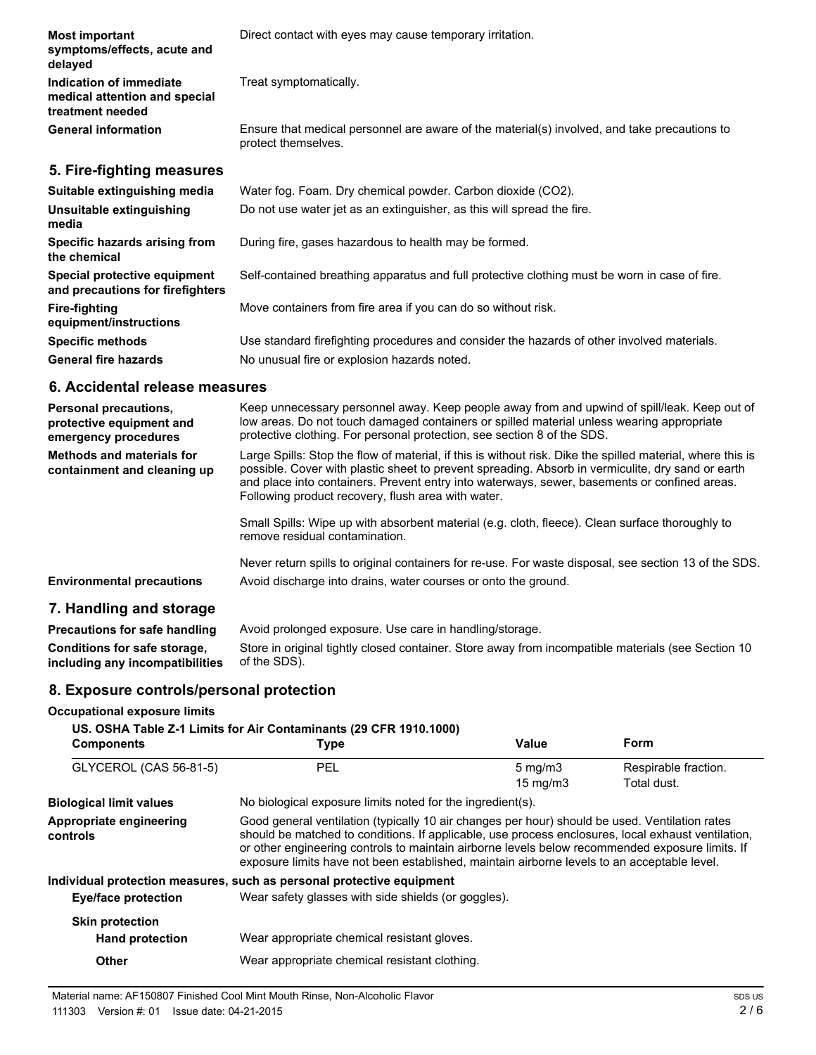| | |
|---|---|
| **Most important symptoms/effects, acute and delayed** | Direct contact with eyes may cause temporary irritation. |
| **Indication of immediate medical attention and special treatment needed** | Treat symptomatically. |
| **General information** | Ensure that medical personnel are aware of the material(s) involved, and take precautions to protect themselves. |

## 5. Fire-fighting measures

| | |
|---|---|
| **Suitable extinguishing media** | Water fog. Foam. Dry chemical powder. Carbon dioxide ($CO_2$). |
| **Unsuitable extinguishing media** | Do not use water jet as an extinguisher, as this will spread the fire. |
| **Specific hazards arising from the chemical** | During fire, gases hazardous to health may be formed. |
| **Special protective equipment and precautions for firefighters** | Self-contained breathing apparatus and full protective clothing must be worn in case of fire. |
| **Fire-fighting equipment/instructions** | Move containers from fire area if you can do so without risk. |
| **Specific methods** | Use standard firefighting procedures and consider the hazards of other involved materials. |
| **General fire hazards** | No unusual fire or explosion hazards noted. |

## 6. Accidental release measures

**Personal precautions, protective equipment and emergency procedures**
Keep unnecessary personnel away. Keep people away from and upwind of spill/leak. Keep out of low areas. Do not touch damaged containers or spilled material unless wearing appropriate protective clothing. For personal protection, see section 8 of the SDS.

**Methods and materials for containment and cleaning up**
Large Spills: Stop the flow of material, if this is without risk. Dike the spilled material, where this is possible. Cover with plastic sheet to prevent spreading. Absorb in vermiculite, dry sand or earth and place into containers. Prevent entry into waterways, sewer, basements or confined areas. Following product recovery, flush area with water.

Small Spills: Wipe up with absorbent material (e.g. cloth, fleece). Clean surface thoroughly to remove residual contamination.

Never return spills to original containers for re-use. For waste disposal, see section 13 of the SDS.

**Environmental precautions**
Avoid discharge into drains, water courses or onto the ground.

## 7. Handling and storage

| | |
|---|---|
| **Precautions for safe handling** | Avoid prolonged exposure. Use care in handling/storage. |
| **Conditions for safe storage, including any incompatibilities** | Store in original tightly closed container. Store away from incompatible materials (see Section 10 of the SDS). |

## 8. Exposure controls/personal protection

**Occupational exposure limits**

**US. OSHA Table Z-1 Limits for Air Contaminants (29 CFR 1910.1000)**

| Components | Type | Value | Form |
|---|---|---|---|
| GLYCEROL (CAS 56-81-5) | PEL | 5 mg/m3 | Respirable fraction. |
| | | 15 mg/m3 | Total dust. |

**Biological limit values**
No biological exposure limits noted for the ingredient(s).

**Appropriate engineering controls**
Good general ventilation (typically 10 air changes per hour) should be used. Ventilation rates should be matched to conditions. If applicable, use process enclosures, local exhaust ventilation, or other engineering controls to maintain airborne levels below recommended exposure limits. If exposure limits have not been established, maintain airborne levels to an acceptable level.

**Individual protection measures, such as personal protective equipment**

**Eye/face protection**
Wear safety glasses with side shields (or goggles).

**Skin protection**

**Hand protection**
Wear appropriate chemical resistant gloves.

**Other**
Wear appropriate chemical resistant clothing.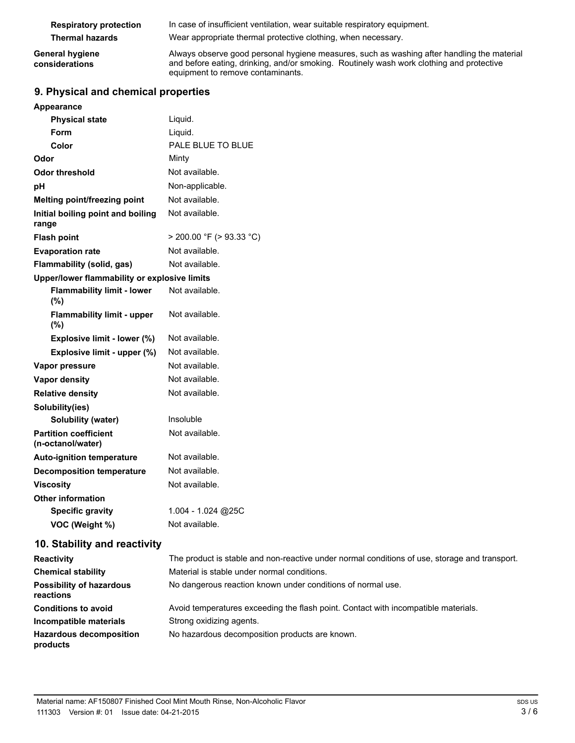| | |
|---|---|
| **Respiratory protection** | In case of insufficient ventilation, wear suitable respiratory equipment. |
| **Thermal hazards** | Wear appropriate thermal protective clothing, when necessary. |
| **General hygiene considerations** | Always observe good personal hygiene measures, such as washing after handling the material and before eating, drinking, and/or smoking. Routinely wash work clothing and protective equipment to remove contaminants. |

## 9. Physical and chemical properties

| | |
|---|---|
| **Appearance** | |
| **Physical state** | Liquid. |
| **Form** | Liquid. |
| **Color** | PALE BLUE TO BLUE |
| **Odor** | Minty |
| **Odor threshold** | Not available. |
| **pH** | Non-applicable. |
| **Melting point/freezing point** | Not available. |
| **Initial boiling point and boiling range** | Not available. |
| **Flash point** | > 200.00 °F (> 93.33 °C) |
| **Evaporation rate** | Not available. |
| **Flammability (solid, gas)** | Not available. |
| **Upper/lower flammability or explosive limits** | |
| **Flammability limit - lower (%)** | Not available. |
| **Flammability limit - upper (%)** | Not available. |
| **Explosive limit - lower (%)** | Not available. |
| **Explosive limit - upper (%)** | Not available. |
| **Vapor pressure** | Not available. |
| **Vapor density** | Not available. |
| **Relative density** | Not available. |
| **Solubility(ies)** | |
| **Solubility (water)** | Insoluble |
| **Partition coefficient (n-octanol/water)** | Not available. |
| **Auto-ignition temperature** | Not available. |
| **Decomposition temperature** | Not available. |
| **Viscosity** | Not available. |
| **Other information** | |
| **Specific gravity** | 1.004 - 1.024 @25C |
| **VOC (Weight %)** | Not available. |

## 10. Stability and reactivity

| | |
|---|---|
| **Reactivity** | The product is stable and non-reactive under normal conditions of use, storage and transport. |
| **Chemical stability** | Material is stable under normal conditions. |
| **Possibility of hazardous reactions** | No dangerous reaction known under conditions of normal use. |
| **Conditions to avoid** | Avoid temperatures exceeding the flash point. Contact with incompatible materials. |
| **Incompatible materials** | Strong oxidizing agents. |
| **Hazardous decomposition products** | No hazardous decomposition products are known. |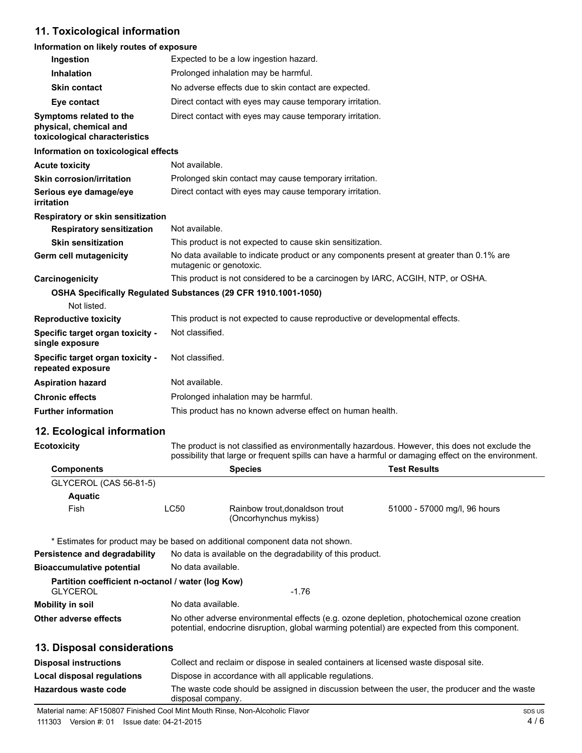## 11. Toxicological information

**Information on likely routes of exposure**

| | |
|---|---|
| **Ingestion** | Expected to be a low ingestion hazard. |
| **Inhalation** | Prolonged inhalation may be harmful. |
| **Skin contact** | No adverse effects due to skin contact are expected. |
| **Eye contact** | Direct contact with eyes may cause temporary irritation. |
| **Symptoms related to the physical, chemical and toxicological characteristics** | Direct contact with eyes may cause temporary irritation. |

**Information on toxicological effects**

| | |
|---|---|
| **Acute toxicity** | Not available. |
| **Skin corrosion/irritation** | Prolonged skin contact may cause temporary irritation. |
| **Serious eye damage/eye irritation** | Direct contact with eyes may cause temporary irritation. |

**Respiratory or skin sensitization**

| | |
|---|---|
| **Respiratory sensitization** | Not available. |
| **Skin sensitization** | This product is not expected to cause skin sensitization. |
| **Germ cell mutagenicity** | No data available to indicate product or any components present at greater than 0.1% are mutagenic or genotoxic. |
| **Carcinogenicity** | This product is not considered to be a carcinogen by IARC, ACGIH, NTP, or OSHA. |

**OSHA Specifically Regulated Substances (29 CFR 1910.1001-1050)**

Not listed.

| | |
|---|---|
| **Reproductive toxicity** | This product is not expected to cause reproductive or developmental effects. |
| **Specific target organ toxicity - single exposure** | Not classified. |
| **Specific target organ toxicity - repeated exposure** | Not classified. |
| **Aspiration hazard** | Not available. |
| **Chronic effects** | Prolonged inhalation may be harmful. |
| **Further information** | This product has no known adverse effect on human health. |

## 12. Ecological information

**Ecotoxicity** The product is not classified as environmentally hazardous. However, this does not exclude the possibility that large or frequent spills can have a harmful or damaging effect on the environment.

| Components | | Species | Test Results |
|---|---|---|---|
| GLYCEROL (CAS 56-81-5) | | | |
| **Aquatic** | | | |
| Fish | LC50 | Rainbow trout,donaldson trout (Oncorhynchus mykiss) | 51000 - 57000 mg/l, 96 hours |

\* Estimates for product may be based on additional component data not shown.

| | |
|---|---|
| **Persistence and degradability** | No data is available on the degradability of this product. |
| **Bioaccumulative potential** | No data available. |

**Partition coefficient n-octanol / water (log Kow)**

GLYCEROL -1.76

| | |
|---|---|
| **Mobility in soil** | No data available. |
| **Other adverse effects** | No other adverse environmental effects (e.g. ozone depletion, photochemical ozone creation potential, endocrine disruption, global warming potential) are expected from this component. |

## 13. Disposal considerations

| | |
|---|---|
| **Disposal instructions** | Collect and reclaim or dispose in sealed containers at licensed waste disposal site. |
| **Local disposal regulations** | Dispose in accordance with all applicable regulations. |
| **Hazardous waste code** | The waste code should be assigned in discussion between the user, the producer and the waste disposal company. |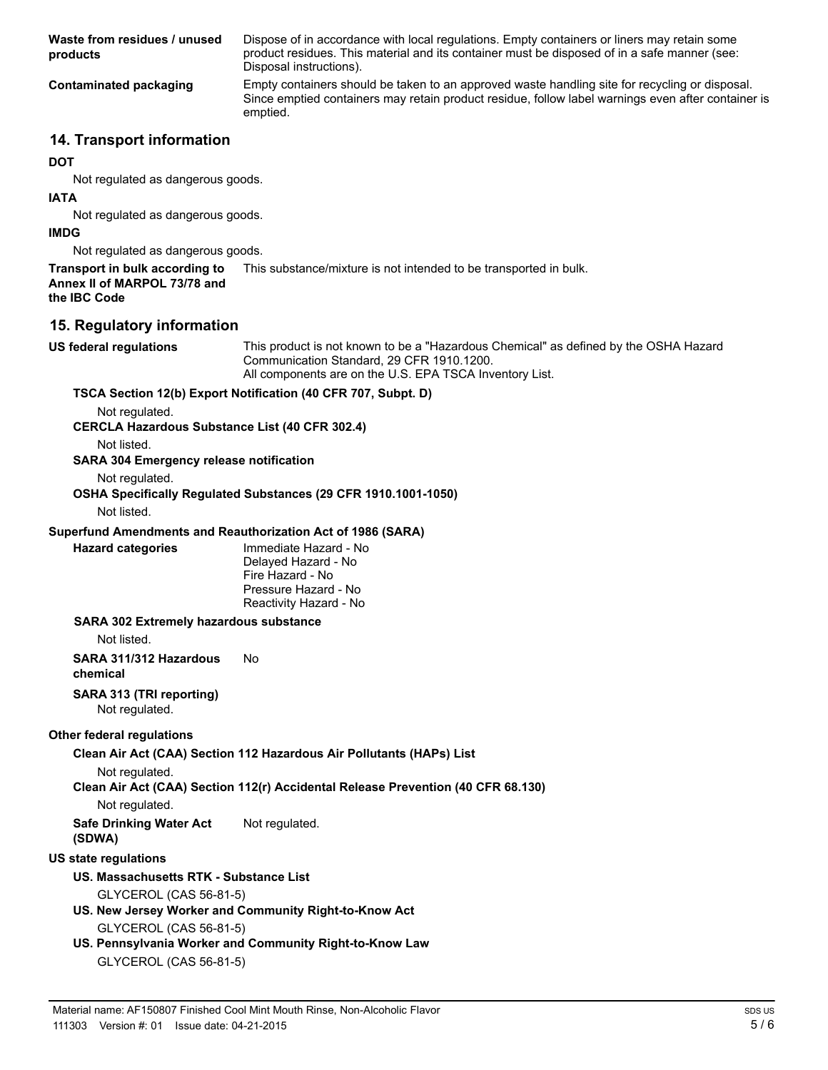**Waste from residues / unused products**: Dispose of in accordance with local regulations. Empty containers or liners may retain some product residues. This material and its container must be disposed of in a safe manner (see: Disposal instructions).

**Contaminated packaging**: Empty containers should be taken to an approved waste handling site for recycling or disposal. Since emptied containers may retain product residue, follow label warnings even after container is emptied.

## 14. Transport information

**DOT**

Not regulated as dangerous goods.

**IATA**

Not regulated as dangerous goods.

**IMDG**

Not regulated as dangerous goods.

**Transport in bulk according to Annex II of MARPOL 73/78 and the IBC Code**: This substance/mixture is not intended to be transported in bulk.

## 15. Regulatory information

**US federal regulations**: This product is not known to be a "Hazardous Chemical" as defined by the OSHA Hazard Communication Standard, 29 CFR 1910.1200.
All components are on the U.S. EPA TSCA Inventory List.

**TSCA Section 12(b) Export Notification (40 CFR 707, Subpt. D)**

Not regulated.

**CERCLA Hazardous Substance List (40 CFR 302.4)**

Not listed.

**SARA 304 Emergency release notification**

Not regulated.

**OSHA Specifically Regulated Substances (29 CFR 1910.1001-1050)**

Not listed.

**Superfund Amendments and Reauthorization Act of 1986 (SARA)**

**Hazard categories**: 
Immediate Hazard - No
Delayed Hazard - No
Fire Hazard - No
Pressure Hazard - No
Reactivity Hazard - No

**SARA 302 Extremely hazardous substance**

Not listed.

**SARA 311/312 Hazardous chemical**: No

**SARA 313 (TRI reporting)**

Not regulated.

**Other federal regulations**

**Clean Air Act (CAA) Section 112 Hazardous Air Pollutants (HAPs) List**

Not regulated.

**Clean Air Act (CAA) Section 112(r) Accidental Release Prevention (40 CFR 68.130)**

Not regulated.

**Safe Drinking Water Act (SDWA)**: Not regulated.

**US state regulations**

**US. Massachusetts RTK - Substance List**

GLYCEROL (CAS 56-81-5)

**US. New Jersey Worker and Community Right-to-Know Act**

GLYCEROL (CAS 56-81-5)

**US. Pennsylvania Worker and Community Right-to-Know Law**

GLYCEROL (CAS 56-81-5)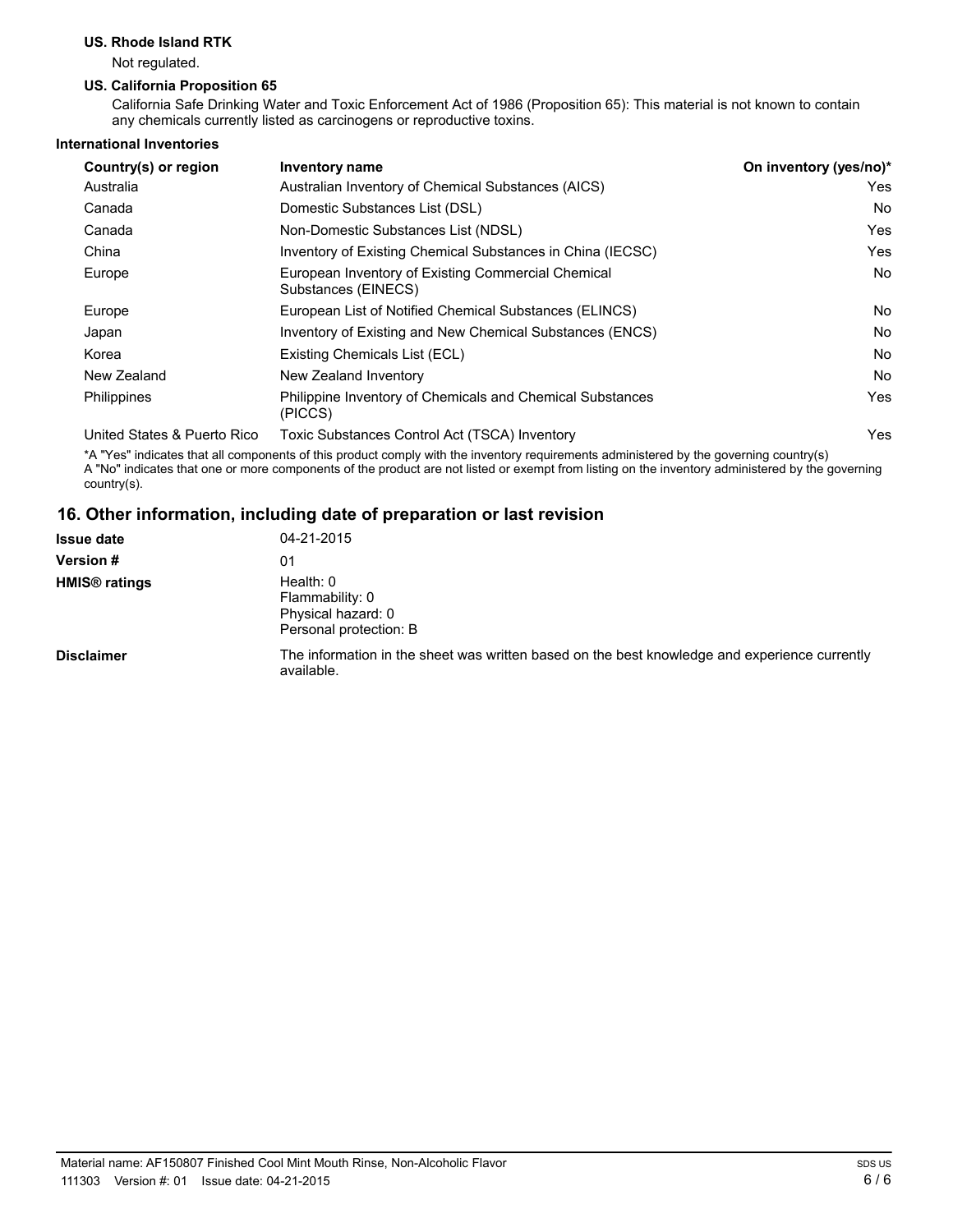**US. Rhode Island RTK**

Not regulated.

**US. California Proposition 65**

California Safe Drinking Water and Toxic Enforcement Act of 1986 (Proposition 65): This material is not known to contain any chemicals currently listed as carcinogens or reproductive toxins.

**International Inventories**

| Country(s) or region | Inventory name | On inventory (yes/no)* |
|---|---|---|
| Australia | Australian Inventory of Chemical Substances (AICS) | Yes |
| Canada | Domestic Substances List (DSL) | No |
| Canada | Non-Domestic Substances List (NDSL) | Yes |
| China | Inventory of Existing Chemical Substances in China (IECSC) | Yes |
| Europe | European Inventory of Existing Commercial Chemical Substances (EINECS) | No |
| Europe | European List of Notified Chemical Substances (ELINCS) | No |
| Japan | Inventory of Existing and New Chemical Substances (ENCS) | No |
| Korea | Existing Chemicals List (ECL) | No |
| New Zealand | New Zealand Inventory | No |
| Philippines | Philippine Inventory of Chemicals and Chemical Substances (PICCS) | Yes |
| United States & Puerto Rico | Toxic Substances Control Act (TSCA) Inventory | Yes |

*A "Yes" indicates that all components of this product comply with the inventory requirements administered by the governing country(s)
A "No" indicates that one or more components of the product are not listed or exempt from listing on the inventory administered by the governing country(s).

## 16. Other information, including date of preparation or last revision

| | |
|---|---|
| **Issue date** | 04-21-2015 |
| **Version #** | 01 |
| **HMIS® ratings** | Health: 0<br>Flammability: 0<br>Physical hazard: 0<br>Personal protection: B |
| **Disclaimer** | The information in the sheet was written based on the best knowledge and experience currently available. |